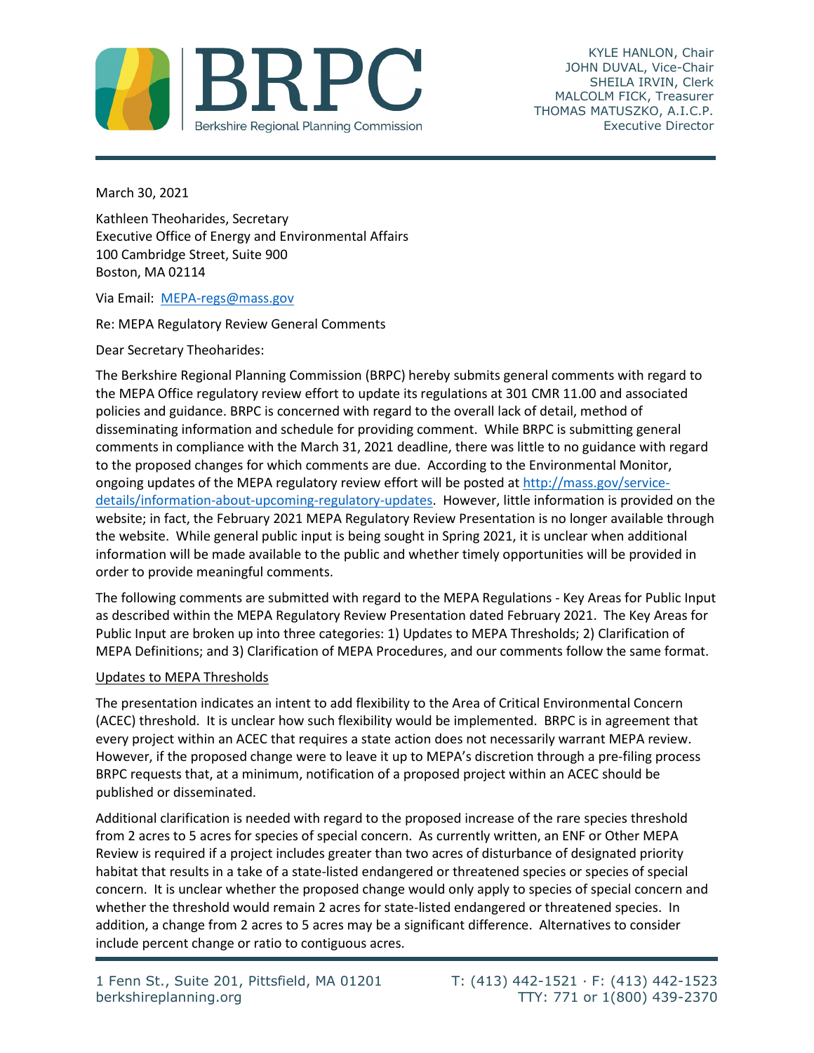# BRPC

Berkshire Regional Planning Commission

KYLE HANLON, Chair
JOHN DUVAL, Vice-Chair
SHEILA IRVIN, Clerk
MALCOLM FICK, Treasurer
THOMAS MATUSZKO, A.I.C.P.
Executive Director

---

March 30, 2021

Kathleen Theoharides, Secretary
Executive Office of Energy and Environmental Affairs
100 Cambridge Street, Suite 900
Boston, MA 02114

Via Email: [MEPA-regs@mass.gov](mailto:MEPA-regs@mass.gov)

Re: MEPA Regulatory Review General Comments

Dear Secretary Theoharides:

The Berkshire Regional Planning Commission (BRPC) hereby submits general comments with regard to the MEPA Office regulatory review effort to update its regulations at 301 CMR 11.00 and associated policies and guidance. BRPC is concerned with regard to the overall lack of detail, method of disseminating information and schedule for providing comment. While BRPC is submitting general comments in compliance with the March 31, 2021 deadline, there was little to no guidance with regard to the proposed changes for which comments are due. According to the Environmental Monitor, ongoing updates of the MEPA regulatory review effort will be posted at [http://mass.gov/service-details/information-about-upcoming-regulatory-updates](http://mass.gov/service-details/information-about-upcoming-regulatory-updates). However, little information is provided on the website; in fact, the February 2021 MEPA Regulatory Review Presentation is no longer available through the website. While general public input is being sought in Spring 2021, it is unclear when additional information will be made available to the public and whether timely opportunities will be provided in order to provide meaningful comments.

The following comments are submitted with regard to the MEPA Regulations - Key Areas for Public Input as described within the MEPA Regulatory Review Presentation dated February 2021. The Key Areas for Public Input are broken up into three categories: 1) Updates to MEPA Thresholds; 2) Clarification of MEPA Definitions; and 3) Clarification of MEPA Procedures, and our comments follow the same format.

Updates to MEPA Thresholds

The presentation indicates an intent to add flexibility to the Area of Critical Environmental Concern (ACEC) threshold. It is unclear how such flexibility would be implemented. BRPC is in agreement that every project within an ACEC that requires a state action does not necessarily warrant MEPA review. However, if the proposed change were to leave it up to MEPA's discretion through a pre-filing process BRPC requests that, at a minimum, notification of a proposed project within an ACEC should be published or disseminated.

Additional clarification is needed with regard to the proposed increase of the rare species threshold from 2 acres to 5 acres for species of special concern. As currently written, an ENF or Other MEPA Review is required if a project includes greater than two acres of disturbance of designated priority habitat that results in a take of a state-listed endangered or threatened species or species of special concern. It is unclear whether the proposed change would only apply to species of special concern and whether the threshold would remain 2 acres for state-listed endangered or threatened species. In addition, a change from 2 acres to 5 acres may be a significant difference. Alternatives to consider include percent change or ratio to contiguous acres.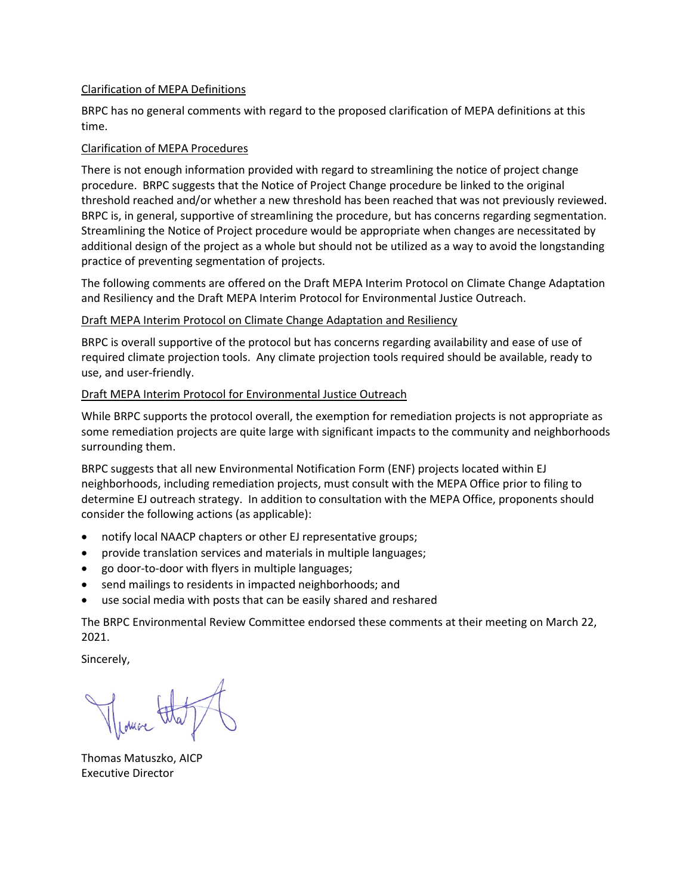<u>Clarification of MEPA Definitions</u>

BRPC has no general comments with regard to the proposed clarification of MEPA definitions at this time.

<u>Clarification of MEPA Procedures</u>

There is not enough information provided with regard to streamlining the notice of project change procedure. BRPC suggests that the Notice of Project Change procedure be linked to the original threshold reached and/or whether a new threshold has been reached that was not previously reviewed. BRPC is, in general, supportive of streamlining the procedure, but has concerns regarding segmentation. Streamlining the Notice of Project procedure would be appropriate when changes are necessitated by additional design of the project as a whole but should not be utilized as a way to avoid the longstanding practice of preventing segmentation of projects.

The following comments are offered on the Draft MEPA Interim Protocol on Climate Change Adaptation and Resiliency and the Draft MEPA Interim Protocol for Environmental Justice Outreach.

<u>Draft MEPA Interim Protocol on Climate Change Adaptation and Resiliency</u>

BRPC is overall supportive of the protocol but has concerns regarding availability and ease of use of required climate projection tools. Any climate projection tools required should be available, ready to use, and user-friendly.

<u>Draft MEPA Interim Protocol for Environmental Justice Outreach</u>

While BRPC supports the protocol overall, the exemption for remediation projects is not appropriate as some remediation projects are quite large with significant impacts to the community and neighborhoods surrounding them.

BRPC suggests that all new Environmental Notification Form (ENF) projects located within EJ neighborhoods, including remediation projects, must consult with the MEPA Office prior to filing to determine EJ outreach strategy. In addition to consultation with the MEPA Office, proponents should consider the following actions (as applicable):

- notify local NAACP chapters or other EJ representative groups;
- provide translation services and materials in multiple languages;
- go door-to-door with flyers in multiple languages;
- send mailings to residents in impacted neighborhoods; and
- use social media with posts that can be easily shared and reshared

The BRPC Environmental Review Committee endorsed these comments at their meeting on March 22, 2021.

Sincerely,

Thomas Matuszko, AICP
Executive Director